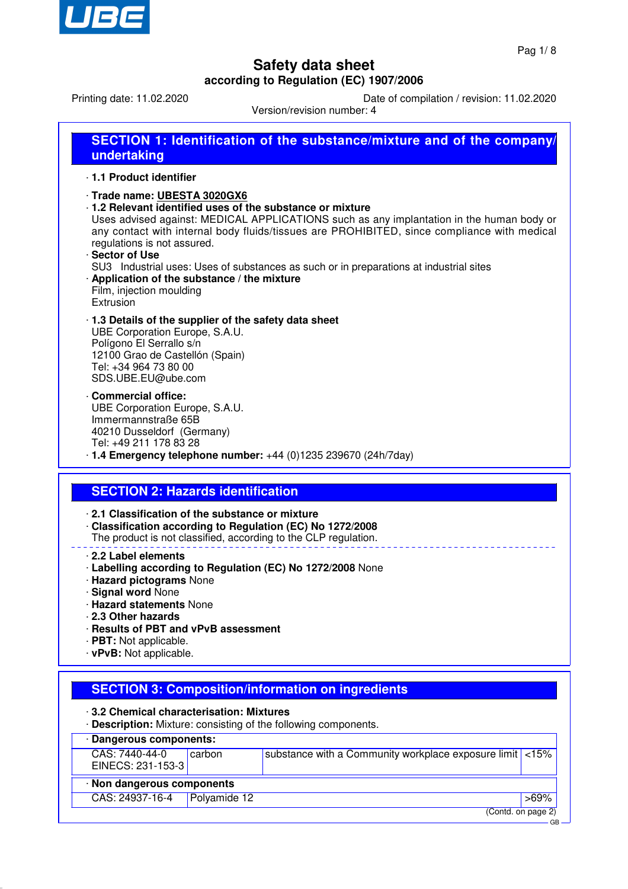# Safety data sheet

**according to Regulation (EC) 1907/2006**

Printing date: 11.02.2020 | Date of compilation / revision: 11.02.2020

Version/revision number: 4

## SECTION 1: Identification of the substance/mixture and of the company/ undertaking

· **1.1 Product identifier**

· **Trade name: UBESTA 3020GX6**

· **1.2 Relevant identified uses of the substance or mixture**

Uses advised against: MEDICAL APPLICATIONS such as any implantation in the human body or any contact with internal body fluids/tissues are PROHIBITED, since compliance with medical regulations is not assured.

· **Sector of Use**

SU3 Industrial uses: Uses of substances as such or in preparations at industrial sites

· **Application of the substance / the mixture**

Film, injection moulding

Extrusion

· **1.3 Details of the supplier of the safety data sheet**

UBE Corporation Europe, S.A.U.
Polígono El Serrallo s/n
12100 Grao de Castellón (Spain)
Tel: +34 964 73 80 00
SDS.UBE.EU@ube.com

· **Commercial office:**

UBE Corporation Europe, S.A.U.
Immermannstraße 65B
40210 Dusseldorf (Germany)
Tel: +49 211 178 83 28

· **1.4 Emergency telephone number:** +44 (0)1235 239670 (24h/7day)

## SECTION 2: Hazards identification

· **2.1 Classification of the substance or mixture**

· **Classification according to Regulation (EC) No 1272/2008**

The product is not classified, according to the CLP regulation.

· **2.2 Label elements**

· **Labelling according to Regulation (EC) No 1272/2008** None

· **Hazard pictograms** None

· **Signal word** None

· **Hazard statements** None

· **2.3 Other hazards**

· **Results of PBT and vPvB assessment**

· **PBT:** Not applicable.

· **vPvB:** Not applicable.

## SECTION 3: Composition/information on ingredients

· **3.2 Chemical characterisation: Mixtures**

· **Description:** Mixture: consisting of the following components.

| · **Dangerous components:** | | | |
|---|---|---|---|
| CAS: 7440-44-0<br>EINECS: 231-153-3 | carbon | substance with a Community workplace exposure limit | <15% |
| · **Non dangerous components** | | | |
| CAS: 24937-16-4 | Polyamide 12 | | >69% |

(Contd. on page 2)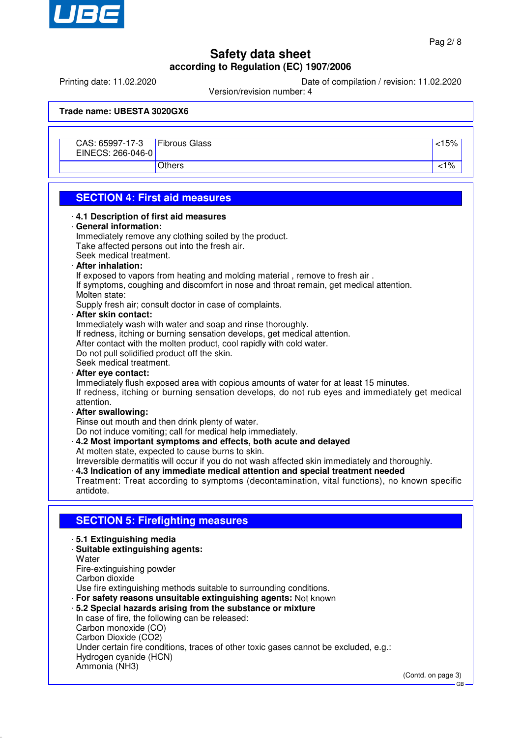Trade name: **UBESTA 3020GX6**

| | | |
|---|---|---|
| CAS: 65997-17-3<br>EINECS: 266-046-0 | Fibrous Glass | <15% |
| | Others | <1% |

## SECTION 4: First aid measures

· **4.1 Description of first aid measures**

· **General information:**
Immediately remove any clothing soiled by the product.
Take affected persons out into the fresh air.
Seek medical treatment.

· **After inhalation:**
If exposed to vapors from heating and molding material , remove to fresh air .
If symptoms, coughing and discomfort in nose and throat remain, get medical attention.
Molten state:
Supply fresh air; consult doctor in case of complaints.

· **After skin contact:**
Immediately wash with water and soap and rinse thoroughly.
If redness, itching or burning sensation develops, get medical attention.
After contact with the molten product, cool rapidly with cold water.
Do not pull solidified product off the skin.
Seek medical treatment.

· **After eye contact:**
Immediately flush exposed area with copious amounts of water for at least 15 minutes.
If redness, itching or burning sensation develops, do not rub eyes and immediately get medical attention.

· **After swallowing:**
Rinse out mouth and then drink plenty of water.
Do not induce vomiting; call for medical help immediately.

· **4.2 Most important symptoms and effects, both acute and delayed**
At molten state, expected to cause burns to skin.
Irreversible dermatitis will occur if you do not wash affected skin immediately and thoroughly.

· **4.3 Indication of any immediate medical attention and special treatment needed**
Treatment: Treat according to symptoms (decontamination, vital functions), no known specific antidote.

## SECTION 5: Firefighting measures

· **5.1 Extinguishing media**

· **Suitable extinguishing agents:**
Water
Fire-extinguishing powder
Carbon dioxide
Use fire extinguishing methods suitable to surrounding conditions.

· **For safety reasons unsuitable extinguishing agents:** Not known

· **5.2 Special hazards arising from the substance or mixture**
In case of fire, the following can be released:
Carbon monoxide (CO)
Carbon Dioxide ($CO_2$)
Under certain fire conditions, traces of other toxic gases cannot be excluded, e.g.:
Hydrogen cyanide (HCN)
Ammonia ($NH_3$)

(Contd. on page 3)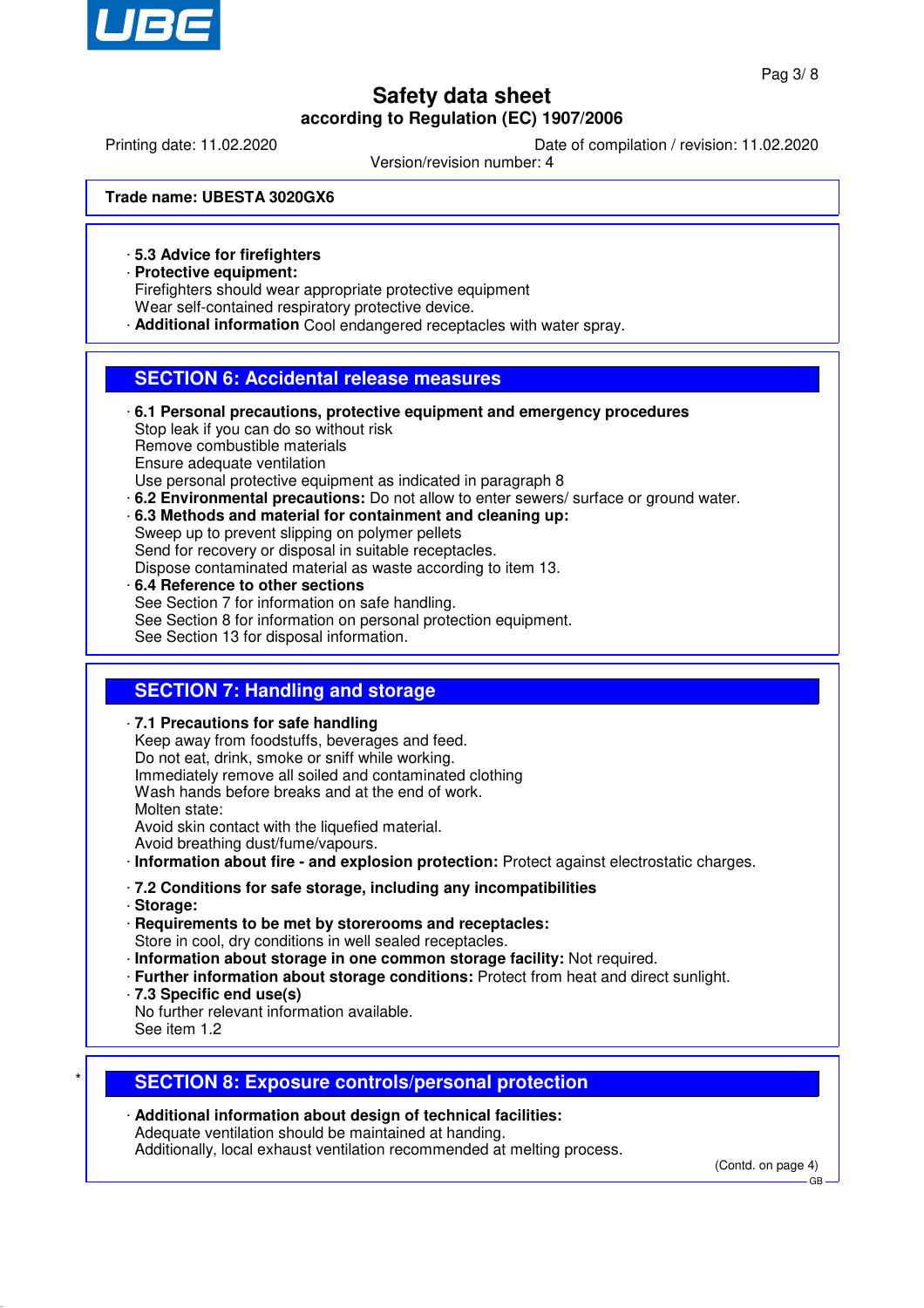**Trade name: UBESTA 3020GX6**

· **5.3 Advice for firefighters**
· **Protective equipment:**
Firefighters should wear appropriate protective equipment
Wear self-contained respiratory protective device.
· **Additional information** Cool endangered receptacles with water spray.

## SECTION 6: Accidental release measures

· **6.1 Personal precautions, protective equipment and emergency procedures**
Stop leak if you can do so without risk
Remove combustible materials
Ensure adequate ventilation
Use personal protective equipment as indicated in paragraph 8
· **6.2 Environmental precautions:** Do not allow to enter sewers/ surface or ground water.
· **6.3 Methods and material for containment and cleaning up:**
Sweep up to prevent slipping on polymer pellets
Send for recovery or disposal in suitable receptacles.
Dispose contaminated material as waste according to item 13.
· **6.4 Reference to other sections**
See Section 7 for information on safe handling.
See Section 8 for information on personal protection equipment.
See Section 13 for disposal information.

## SECTION 7: Handling and storage

· **7.1 Precautions for safe handling**
Keep away from foodstuffs, beverages and feed.
Do not eat, drink, smoke or sniff while working.
Immediately remove all soiled and contaminated clothing
Wash hands before breaks and at the end of work.
Molten state:
Avoid skin contact with the liquefied material.
Avoid breathing dust/fume/vapours.
· **Information about fire - and explosion protection:** Protect against electrostatic charges.

· **7.2 Conditions for safe storage, including any incompatibilities**
· **Storage:**
· **Requirements to be met by storerooms and receptacles:**
Store in cool, dry conditions in well sealed receptacles.
· **Information about storage in one common storage facility:** Not required.
· **Further information about storage conditions:** Protect from heat and direct sunlight.
· **7.3 Specific end use(s)**
No further relevant information available.
See item 1.2

## * SECTION 8: Exposure controls/personal protection

· **Additional information about design of technical facilities:**
Adequate ventilation should be maintained at handing.
Additionally, local exhaust ventilation recommended at melting process.

(Contd. on page 4)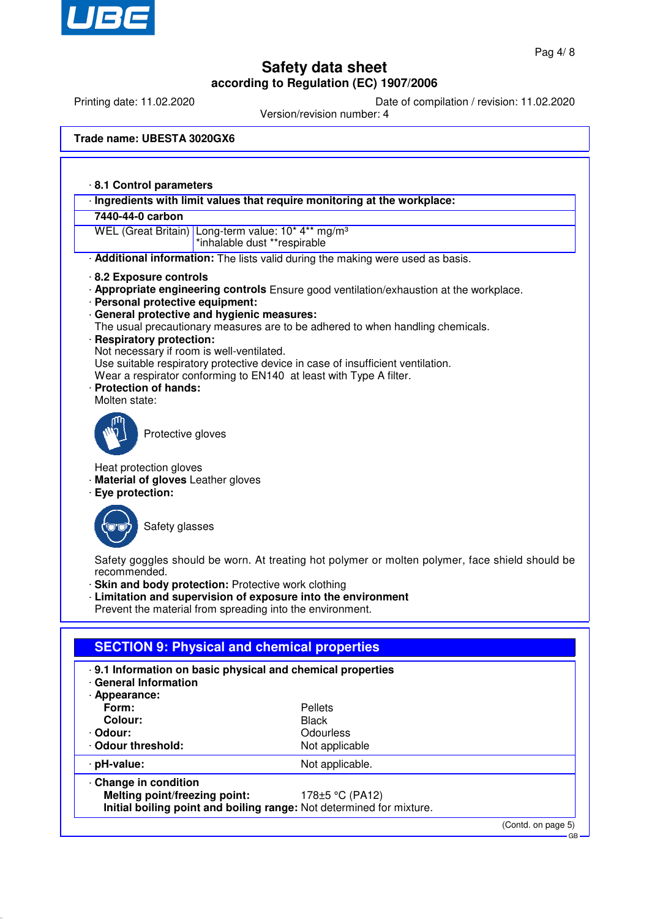**Safety data sheet**

**according to Regulation (EC) 1907/2006**

Printing date: 11.02.2020 Date of compilation / revision: 11.02.2020

Version/revision number: 4

**Trade name: UBESTA 3020GX6**

· **8.1 Control parameters**

| · **Ingredients with limit values that require monitoring at the workplace:** | |
|---|---|
| **7440-44-0 carbon** | |
| WEL (Great Britain) | Long-term value: 10* 4** mg/m³<br>*inhalable dust **respirable |

· **Additional information:** The lists valid during the making were used as basis.

· **8.2 Exposure controls**

· **Appropriate engineering controls** Ensure good ventilation/exhaustion at the workplace.

· **Personal protective equipment:**

· **General protective and hygienic measures:**
The usual precautionary measures are to be adhered to when handling chemicals.

· **Respiratory protection:**
Not necessary if room is well-ventilated.
Use suitable respiratory protective device in case of insufficient ventilation.
Wear a respirator conforming to EN140 at least with Type A filter.

· **Protection of hands:**
Molten state:

Protective gloves

Heat protection gloves

· **Material of gloves** Leather gloves

· **Eye protection:**

Safety glasses

Safety goggles should be worn. At treating hot polymer or molten polymer, face shield should be recommended.

· **Skin and body protection:** Protective work clothing

· **Limitation and supervision of exposure into the environment**
Prevent the material from spreading into the environment.

## SECTION 9: Physical and chemical properties

· **9.1 Information on basic physical and chemical properties**

· **General Information**

· **Appearance:**

| | |
|---|---|
| **Form:** | Pellets |
| **Colour:** | Black |
| · **Odour:** | Odourless |
| · **Odour threshold:** | Not applicable |
| · **pH-value:** | Not applicable. |
| · **Change in condition** | |
| **Melting point/freezing point:** | 178±5 °C (PA12) |
| **Initial boiling point and boiling range:** | Not determined for mixture. |

(Contd. on page 5)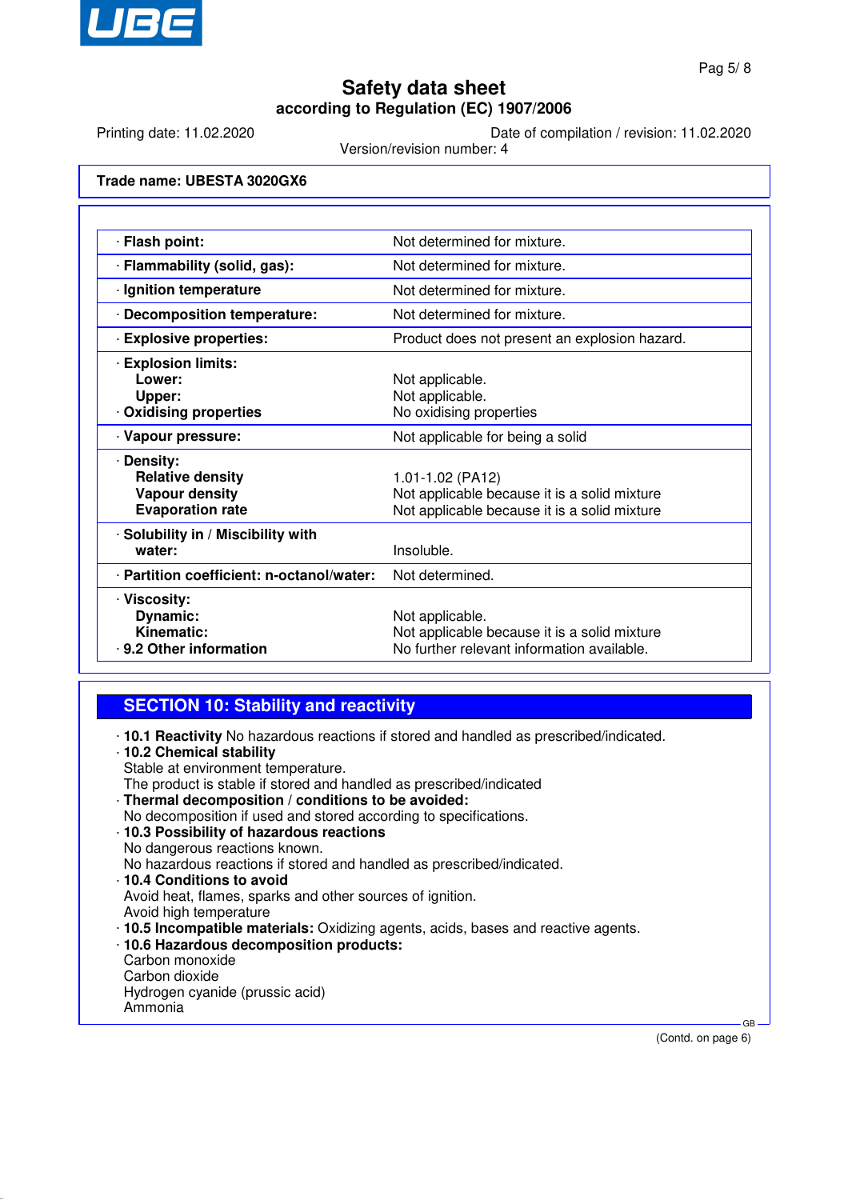# Safety data sheet

**according to Regulation (EC) 1907/2006**

Printing date: 11.02.2020 | Date of compilation / revision: 11.02.2020

Version/revision number: 4

**Trade name: UBESTA 3020GX6**

| | |
|---|---|
| · **Flash point:** | Not determined for mixture. |
| · **Flammability (solid, gas):** | Not determined for mixture. |
| · **Ignition temperature** | Not determined for mixture. |
| · **Decomposition temperature:** | Not determined for mixture. |
| · **Explosive properties:** | Product does not present an explosion hazard. |
| · **Explosion limits:** | |
| **Lower:** | Not applicable. |
| **Upper:** | Not applicable. |
| · **Oxidising properties** | No oxidising properties |
| · **Vapour pressure:** | Not applicable for being a solid |
| · **Density:** | |
| **Relative density** | 1.01-1.02 (PA12) |
| **Vapour density** | Not applicable because it is a solid mixture |
| **Evaporation rate** | Not applicable because it is a solid mixture |
| · **Solubility in / Miscibility with water:** | Insoluble. |
| · **Partition coefficient: n-octanol/water:** | Not determined. |
| · **Viscosity:** | |
| **Dynamic:** | Not applicable. |
| **Kinematic:** | Not applicable because it is a solid mixture |
| · **9.2 Other information** | No further relevant information available. |

## SECTION 10: Stability and reactivity

· **10.1 Reactivity** No hazardous reactions if stored and handled as prescribed/indicated.

· **10.2 Chemical stability**
Stable at environment temperature.
The product is stable if stored and handled as prescribed/indicated

· **Thermal decomposition / conditions to be avoided:**
No decomposition if used and stored according to specifications.

· **10.3 Possibility of hazardous reactions**
No dangerous reactions known.
No hazardous reactions if stored and handled as prescribed/indicated.

· **10.4 Conditions to avoid**
Avoid heat, flames, sparks and other sources of ignition.
Avoid high temperature

· **10.5 Incompatible materials:** Oxidizing agents, acids, bases and reactive agents.

· **10.6 Hazardous decomposition products:**
Carbon monoxide
Carbon dioxide
Hydrogen cyanide (prussic acid)
Ammonia

(Contd. on page 6)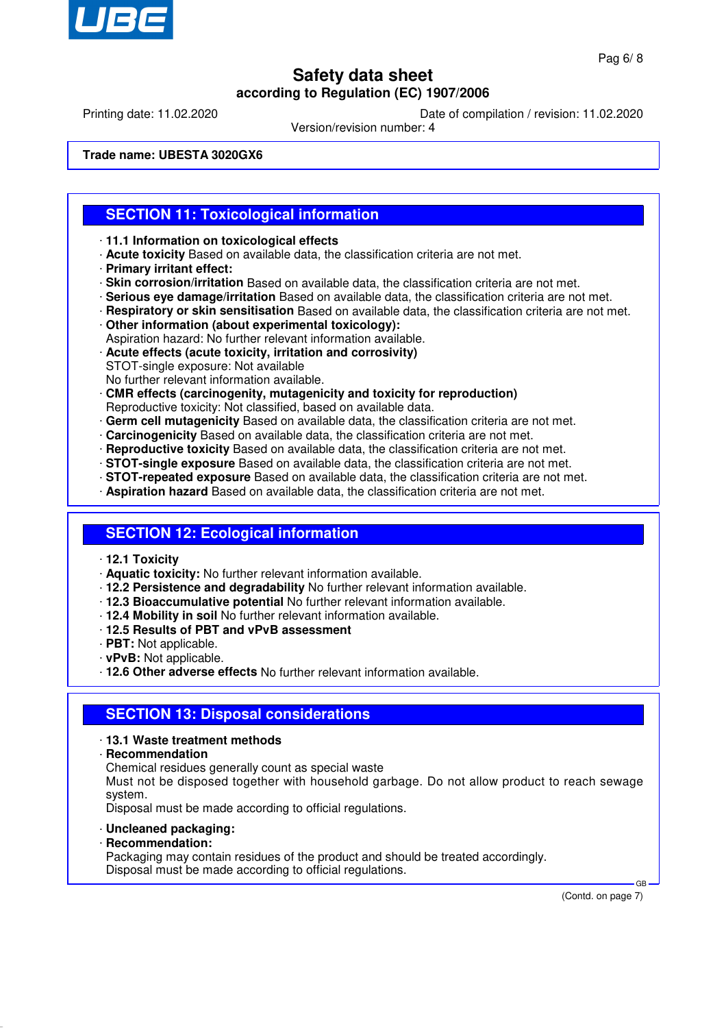Trade name: UBESTA 3020GX6

## SECTION 11: Toxicological information

· **11.1 Information on toxicological effects**
· **Acute toxicity** Based on available data, the classification criteria are not met.
· **Primary irritant effect:**
· **Skin corrosion/irritation** Based on available data, the classification criteria are not met.
· **Serious eye damage/irritation** Based on available data, the classification criteria are not met.
· **Respiratory or skin sensitisation** Based on available data, the classification criteria are not met.
· **Other information (about experimental toxicology):**
Aspiration hazard: No further relevant information available.
· **Acute effects (acute toxicity, irritation and corrosivity)**
STOT-single exposure: Not available
No further relevant information available.
· **CMR effects (carcinogenity, mutagenicity and toxicity for reproduction)**
Reproductive toxicity: Not classified, based on available data.
· **Germ cell mutagenicity** Based on available data, the classification criteria are not met.
· **Carcinogenicity** Based on available data, the classification criteria are not met.
· **Reproductive toxicity** Based on available data, the classification criteria are not met.
· **STOT-single exposure** Based on available data, the classification criteria are not met.
· **STOT-repeated exposure** Based on available data, the classification criteria are not met.
· **Aspiration hazard** Based on available data, the classification criteria are not met.

## SECTION 12: Ecological information

· **12.1 Toxicity**
· **Aquatic toxicity:** No further relevant information available.
· **12.2 Persistence and degradability** No further relevant information available.
· **12.3 Bioaccumulative potential** No further relevant information available.
· **12.4 Mobility in soil** No further relevant information available.
· **12.5 Results of PBT and vPvB assessment**
· **PBT:** Not applicable.
· **vPvB:** Not applicable.
· **12.6 Other adverse effects** No further relevant information available.

## SECTION 13: Disposal considerations

· **13.1 Waste treatment methods**
· **Recommendation**
Chemical residues generally count as special waste
Must not be disposed together with household garbage. Do not allow product to reach sewage system.
Disposal must be made according to official regulations.

· **Uncleaned packaging:**
· **Recommendation:**
Packaging may contain residues of the product and should be treated accordingly.
Disposal must be made according to official regulations.

(Contd. on page 7)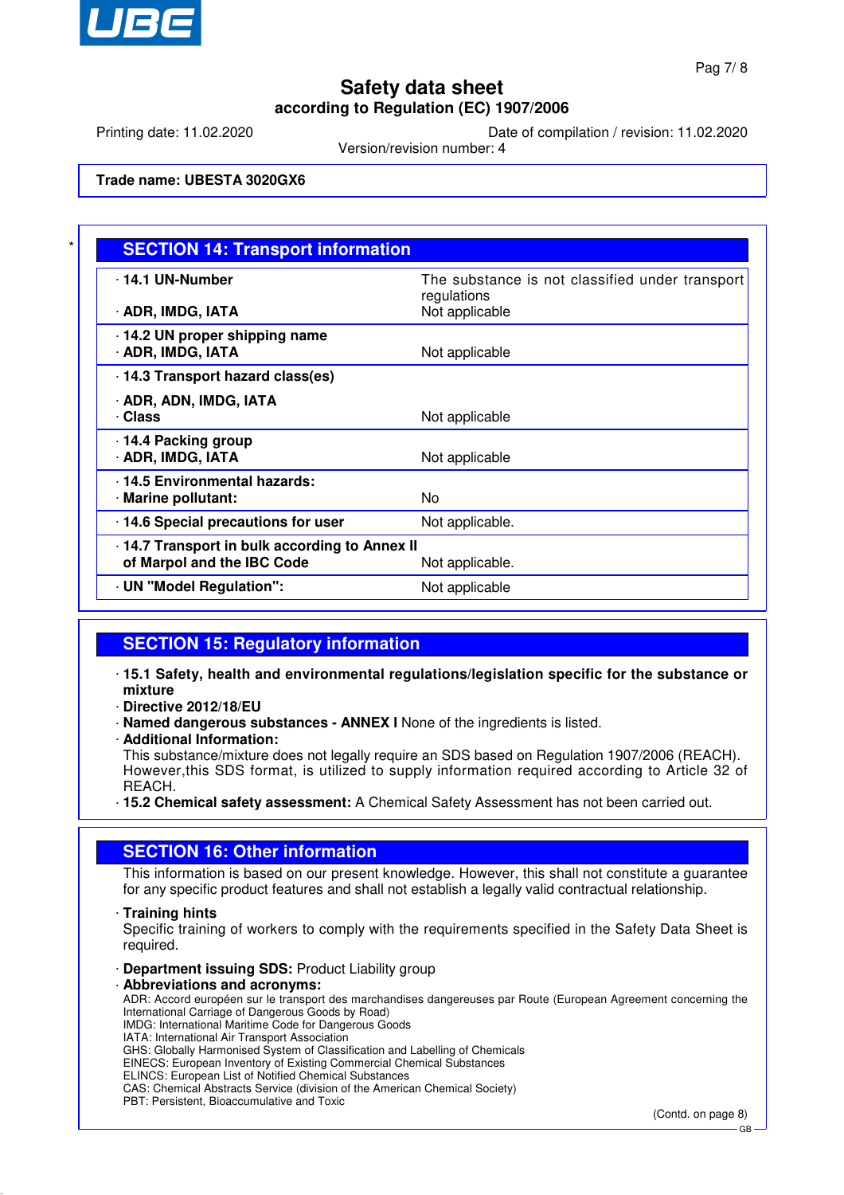Trade name: UBESTA 3020GX6

## SECTION 14: Transport information

| | |
|---|---|
| · **14.1 UN-Number** | The substance is not classified under transport regulations |
| · **ADR, IMDG, IATA** | Not applicable |
| · **14.2 UN proper shipping name** | |
| · **ADR, IMDG, IATA** | Not applicable |
| · **14.3 Transport hazard class(es)** | |
| · **ADR, ADN, IMDG, IATA** | |
| · **Class** | Not applicable |
| · **14.4 Packing group** | |
| · **ADR, IMDG, IATA** | Not applicable |
| · **14.5 Environmental hazards:** | |
| · **Marine pollutant:** | No |
| · **14.6 Special precautions for user** | Not applicable. |
| · **14.7 Transport in bulk according to Annex II of Marpol and the IBC Code** | Not applicable. |
| · **UN "Model Regulation":** | Not applicable |

## SECTION 15: Regulatory information

- **15.1 Safety, health and environmental regulations/legislation specific for the substance or mixture**
- **Directive 2012/18/EU**
- **Named dangerous substances - ANNEX I** None of the ingredients is listed.
- **Additional Information:**
  This substance/mixture does not legally require an SDS based on Regulation 1907/2006 (REACH). However,this SDS format, is utilized to supply information required according to Article 32 of REACH.
- **15.2 Chemical safety assessment:** A Chemical Safety Assessment has not been carried out.

## SECTION 16: Other information

This information is based on our present knowledge. However, this shall not constitute a guarantee for any specific product features and shall not establish a legally valid contractual relationship.

- **Training hints**
  Specific training of workers to comply with the requirements specified in the Safety Data Sheet is required.
- **Department issuing SDS:** Product Liability group
- **Abbreviations and acronyms:**
  ADR: Accord européen sur le transport des marchandises dangereuses par Route (European Agreement concerning the International Carriage of Dangerous Goods by Road)
  IMDG: International Maritime Code for Dangerous Goods
  IATA: International Air Transport Association
  GHS: Globally Harmonised System of Classification and Labelling of Chemicals
  EINECS: European Inventory of Existing Commercial Chemical Substances
  ELINCS: European List of Notified Chemical Substances
  CAS: Chemical Abstracts Service (division of the American Chemical Society)
  PBT: Persistent, Bioaccumulative and Toxic

(Contd. on page 8)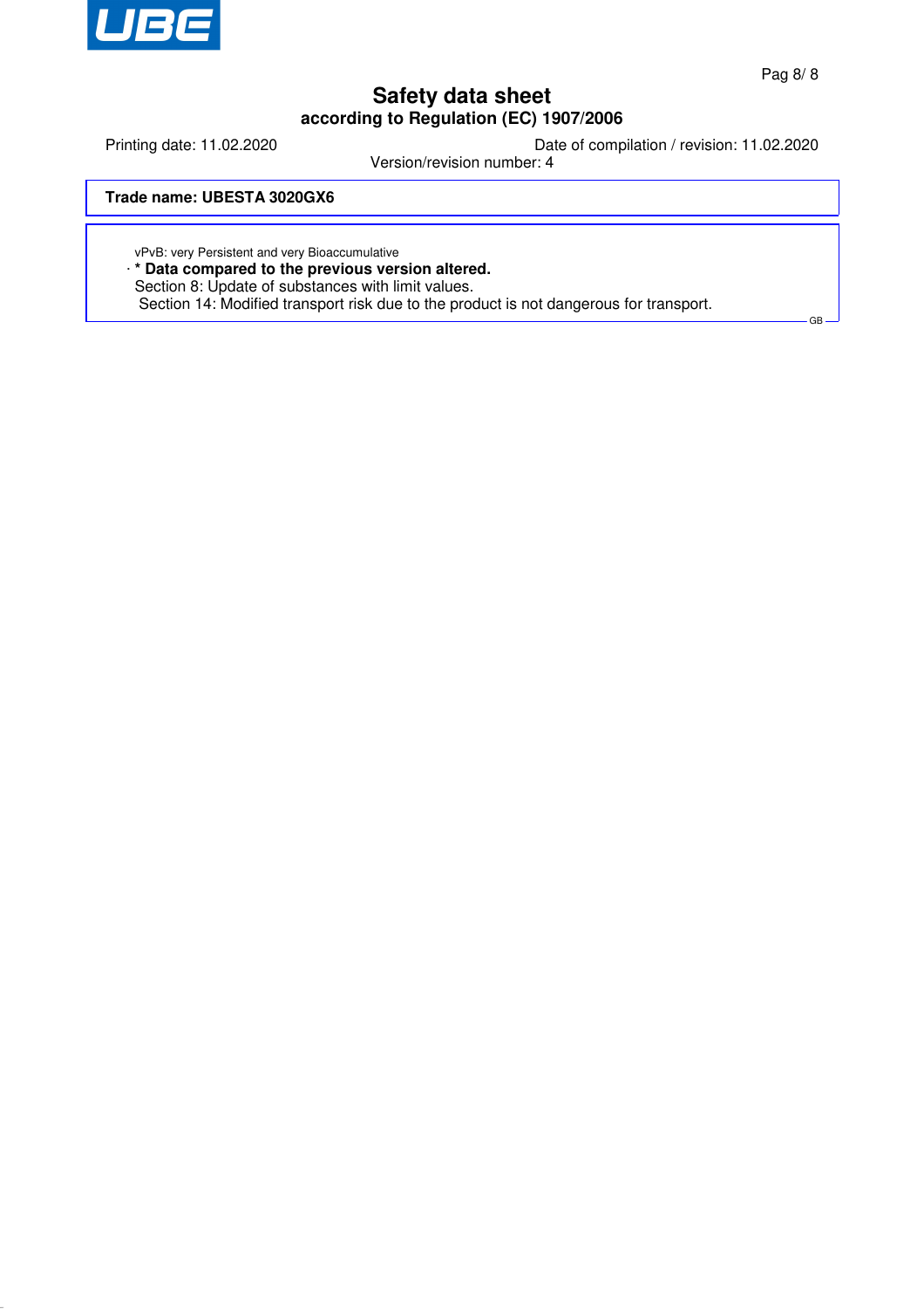**Trade name: UBESTA 3020GX6**

vPvB: very Persistent and very Bioaccumulative

· **\* Data compared to the previous version altered.**

Section 8: Update of substances with limit values.

Section 14: Modified transport risk due to the product is not dangerous for transport.